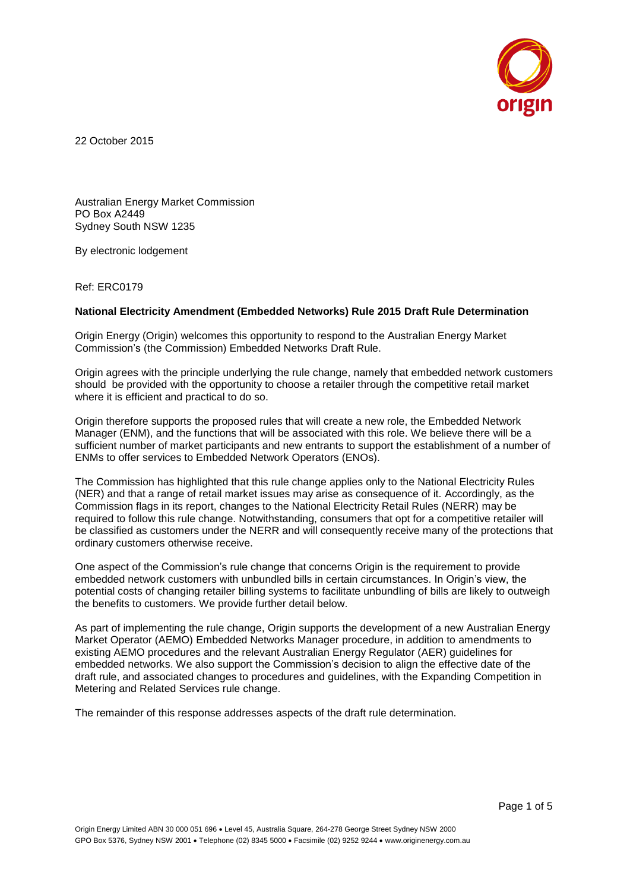22 October 2015

Australian Energy Market Commission
PO Box A2449
Sydney South NSW 1235

By electronic lodgement

Ref: ERC0179

**National Electricity Amendment (Embedded Networks) Rule 2015 Draft Rule Determination**

Origin Energy (Origin) welcomes this opportunity to respond to the Australian Energy Market Commission's (the Commission) Embedded Networks Draft Rule.

Origin agrees with the principle underlying the rule change, namely that embedded network customers should be provided with the opportunity to choose a retailer through the competitive retail market where it is efficient and practical to do so.

Origin therefore supports the proposed rules that will create a new role, the Embedded Network Manager (ENM), and the functions that will be associated with this role. We believe there will be a sufficient number of market participants and new entrants to support the establishment of a number of ENMs to offer services to Embedded Network Operators (ENOs).

The Commission has highlighted that this rule change applies only to the National Electricity Rules (NER) and that a range of retail market issues may arise as consequence of it. Accordingly, as the Commission flags in its report, changes to the National Electricity Retail Rules (NERR) may be required to follow this rule change. Notwithstanding, consumers that opt for a competitive retailer will be classified as customers under the NERR and will consequently receive many of the protections that ordinary customers otherwise receive.

One aspect of the Commission's rule change that concerns Origin is the requirement to provide embedded network customers with unbundled bills in certain circumstances. In Origin's view, the potential costs of changing retailer billing systems to facilitate unbundling of bills are likely to outweigh the benefits to customers. We provide further detail below.

As part of implementing the rule change, Origin supports the development of a new Australian Energy Market Operator (AEMO) Embedded Networks Manager procedure, in addition to amendments to existing AEMO procedures and the relevant Australian Energy Regulator (AER) guidelines for embedded networks. We also support the Commission's decision to align the effective date of the draft rule, and associated changes to procedures and guidelines, with the Expanding Competition in Metering and Related Services rule change.

The remainder of this response addresses aspects of the draft rule determination.

Origin Energy Limited ABN 30 000 051 696 • Level 45, Australia Square, 264-278 George Street Sydney NSW 2000
GPO Box 5376, Sydney NSW 2001 • Telephone (02) 8345 5000 • Facsimile (02) 9252 9244 • www.originenergy.com.au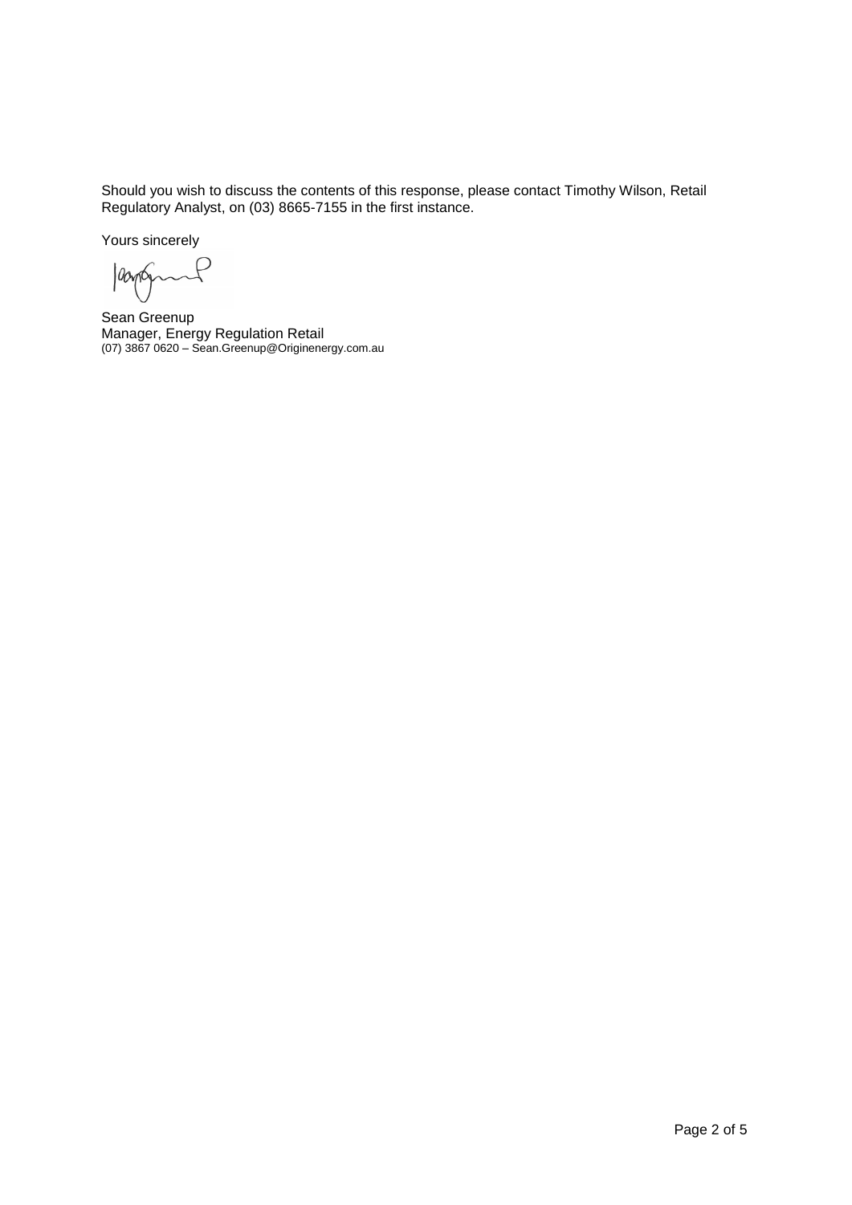Should you wish to discuss the contents of this response, please contact Timothy Wilson, Retail Regulatory Analyst, on (03) 8665-7155 in the first instance.

Yours sincerely

Sean Greenup
Manager, Energy Regulation Retail
(07) 3867 0620 – Sean.Greenup@Originenergy.com.au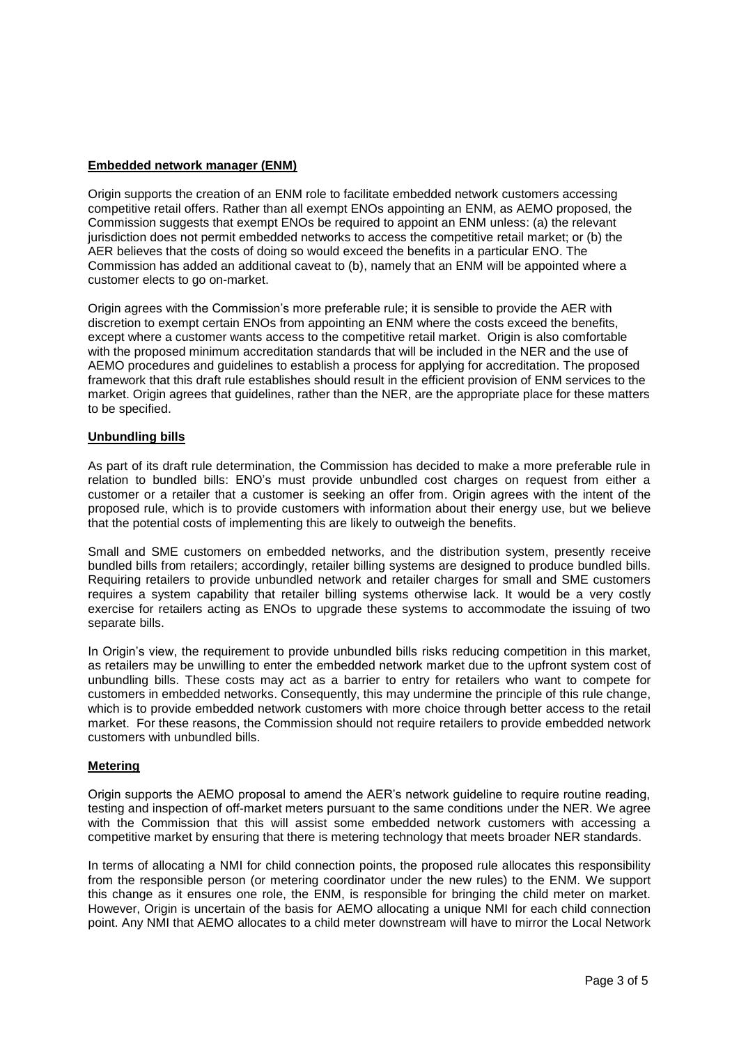**Embedded network manager (ENM)**

Origin supports the creation of an ENM role to facilitate embedded network customers accessing competitive retail offers. Rather than all exempt ENOs appointing an ENM, as AEMO proposed, the Commission suggests that exempt ENOs be required to appoint an ENM unless: (a) the relevant jurisdiction does not permit embedded networks to access the competitive retail market; or (b) the AER believes that the costs of doing so would exceed the benefits in a particular ENO. The Commission has added an additional caveat to (b), namely that an ENM will be appointed where a customer elects to go on-market.

Origin agrees with the Commission's more preferable rule; it is sensible to provide the AER with discretion to exempt certain ENOs from appointing an ENM where the costs exceed the benefits, except where a customer wants access to the competitive retail market. Origin is also comfortable with the proposed minimum accreditation standards that will be included in the NER and the use of AEMO procedures and guidelines to establish a process for applying for accreditation. The proposed framework that this draft rule establishes should result in the efficient provision of ENM services to the market. Origin agrees that guidelines, rather than the NER, are the appropriate place for these matters to be specified.

**Unbundling bills**

As part of its draft rule determination, the Commission has decided to make a more preferable rule in relation to bundled bills: ENO's must provide unbundled cost charges on request from either a customer or a retailer that a customer is seeking an offer from. Origin agrees with the intent of the proposed rule, which is to provide customers with information about their energy use, but we believe that the potential costs of implementing this are likely to outweigh the benefits.

Small and SME customers on embedded networks, and the distribution system, presently receive bundled bills from retailers; accordingly, retailer billing systems are designed to produce bundled bills. Requiring retailers to provide unbundled network and retailer charges for small and SME customers requires a system capability that retailer billing systems otherwise lack. It would be a very costly exercise for retailers acting as ENOs to upgrade these systems to accommodate the issuing of two separate bills.

In Origin's view, the requirement to provide unbundled bills risks reducing competition in this market, as retailers may be unwilling to enter the embedded network market due to the upfront system cost of unbundling bills. These costs may act as a barrier to entry for retailers who want to compete for customers in embedded networks. Consequently, this may undermine the principle of this rule change, which is to provide embedded network customers with more choice through better access to the retail market. For these reasons, the Commission should not require retailers to provide embedded network customers with unbundled bills.

**Metering**

Origin supports the AEMO proposal to amend the AER's network guideline to require routine reading, testing and inspection of off-market meters pursuant to the same conditions under the NER. We agree with the Commission that this will assist some embedded network customers with accessing a competitive market by ensuring that there is metering technology that meets broader NER standards.

In terms of allocating a NMI for child connection points, the proposed rule allocates this responsibility from the responsible person (or metering coordinator under the new rules) to the ENM. We support this change as it ensures one role, the ENM, is responsible for bringing the child meter on market. However, Origin is uncertain of the basis for AEMO allocating a unique NMI for each child connection point. Any NMI that AEMO allocates to a child meter downstream will have to mirror the Local Network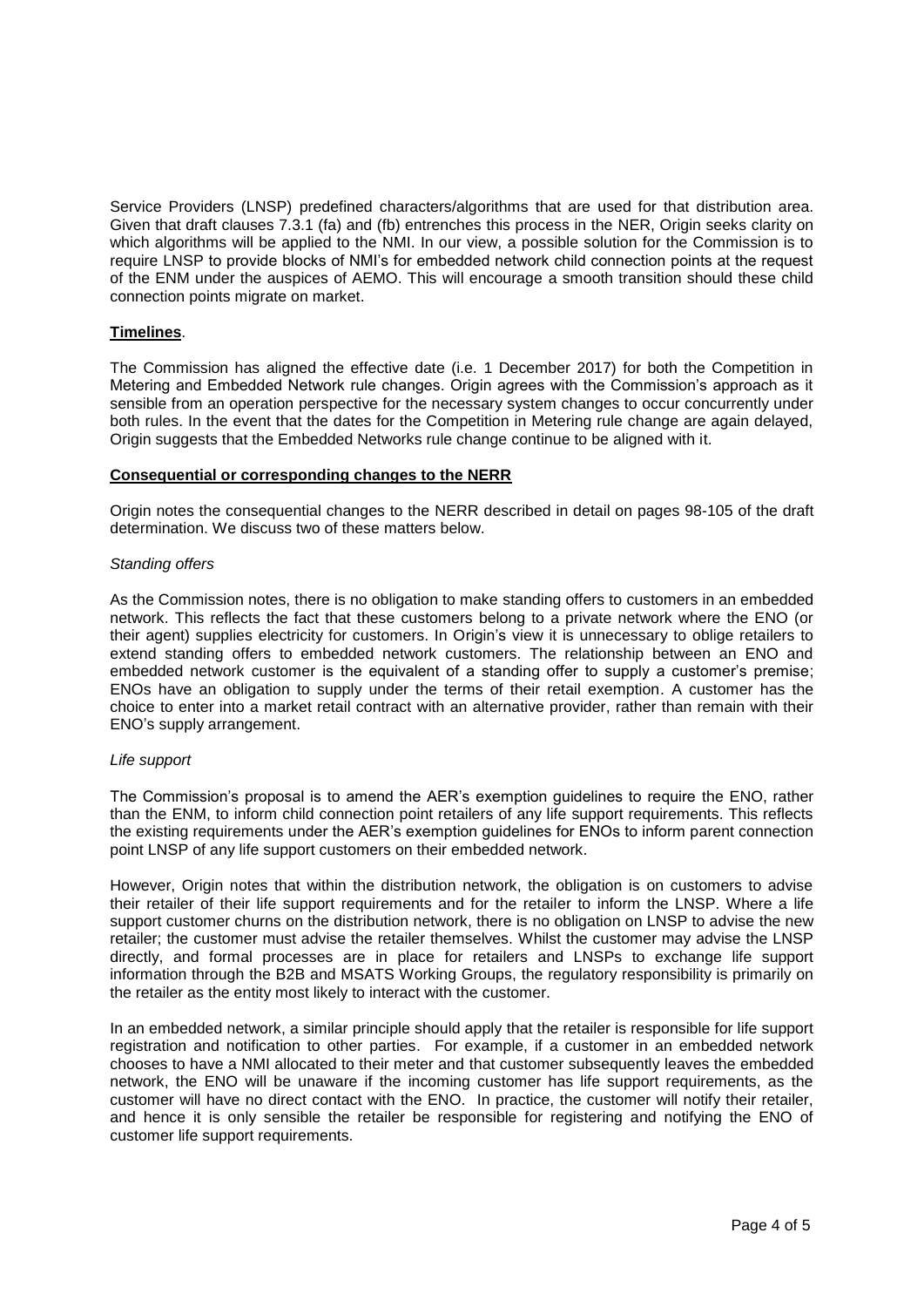Service Providers (LNSP) predefined characters/algorithms that are used for that distribution area. Given that draft clauses 7.3.1 (fa) and (fb) entrenches this process in the NER, Origin seeks clarity on which algorithms will be applied to the NMI. In our view, a possible solution for the Commission is to require LNSP to provide blocks of NMI's for embedded network child connection points at the request of the ENM under the auspices of AEMO. This will encourage a smooth transition should these child connection points migrate on market.

**Timelines**.

The Commission has aligned the effective date (i.e. 1 December 2017) for both the Competition in Metering and Embedded Network rule changes. Origin agrees with the Commission's approach as it sensible from an operation perspective for the necessary system changes to occur concurrently under both rules. In the event that the dates for the Competition in Metering rule change are again delayed, Origin suggests that the Embedded Networks rule change continue to be aligned with it.

**Consequential or corresponding changes to the NERR**

Origin notes the consequential changes to the NERR described in detail on pages 98-105 of the draft determination. We discuss two of these matters below.

*Standing offers*

As the Commission notes, there is no obligation to make standing offers to customers in an embedded network. This reflects the fact that these customers belong to a private network where the ENO (or their agent) supplies electricity for customers. In Origin's view it is unnecessary to oblige retailers to extend standing offers to embedded network customers. The relationship between an ENO and embedded network customer is the equivalent of a standing offer to supply a customer's premise; ENOs have an obligation to supply under the terms of their retail exemption. A customer has the choice to enter into a market retail contract with an alternative provider, rather than remain with their ENO's supply arrangement.

*Life support*

The Commission's proposal is to amend the AER's exemption guidelines to require the ENO, rather than the ENM, to inform child connection point retailers of any life support requirements. This reflects the existing requirements under the AER's exemption guidelines for ENOs to inform parent connection point LNSP of any life support customers on their embedded network.

However, Origin notes that within the distribution network, the obligation is on customers to advise their retailer of their life support requirements and for the retailer to inform the LNSP. Where a life support customer churns on the distribution network, there is no obligation on LNSP to advise the new retailer; the customer must advise the retailer themselves. Whilst the customer may advise the LNSP directly, and formal processes are in place for retailers and LNSPs to exchange life support information through the B2B and MSATS Working Groups, the regulatory responsibility is primarily on the retailer as the entity most likely to interact with the customer.

In an embedded network, a similar principle should apply that the retailer is responsible for life support registration and notification to other parties. For example, if a customer in an embedded network chooses to have a NMI allocated to their meter and that customer subsequently leaves the embedded network, the ENO will be unaware if the incoming customer has life support requirements, as the customer will have no direct contact with the ENO. In practice, the customer will notify their retailer, and hence it is only sensible the retailer be responsible for registering and notifying the ENO of customer life support requirements.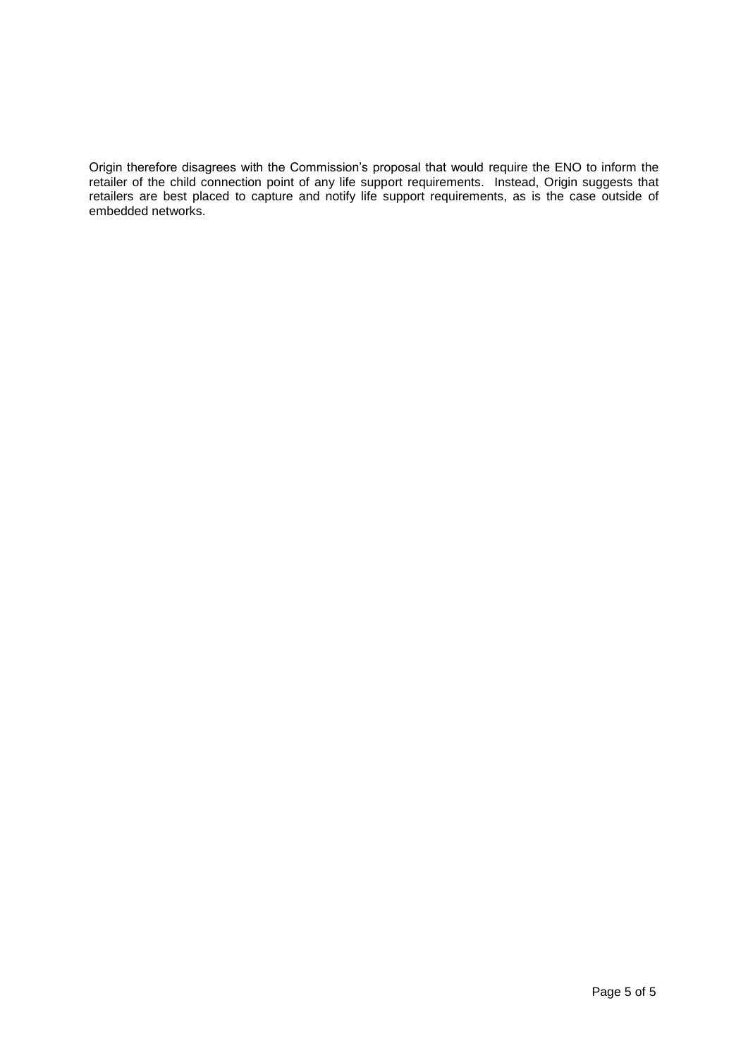Origin therefore disagrees with the Commission's proposal that would require the ENO to inform the retailer of the child connection point of any life support requirements. Instead, Origin suggests that retailers are best placed to capture and notify life support requirements, as is the case outside of embedded networks.